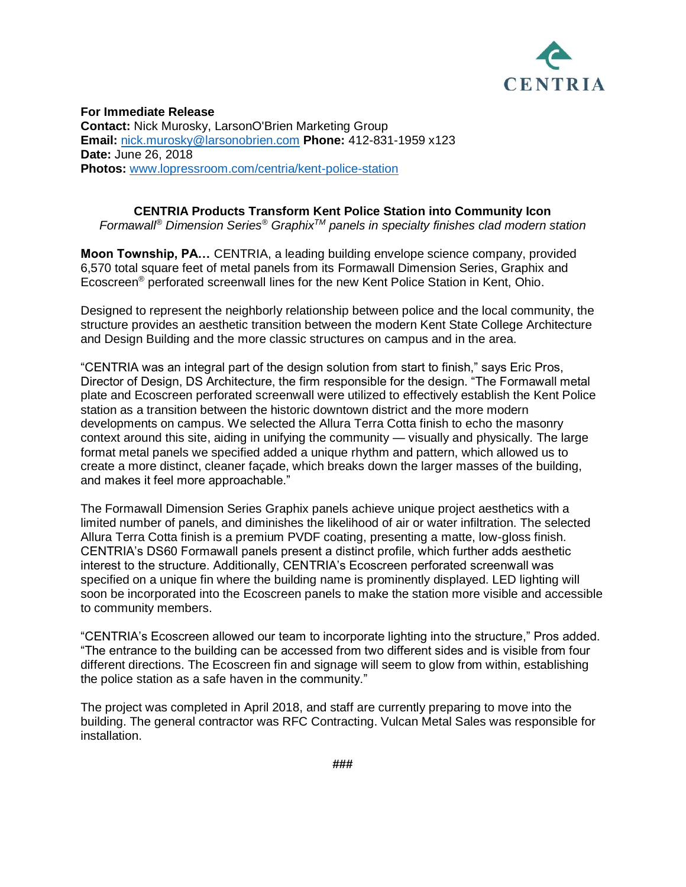CENTRIA

**For Immediate Release**
**Contact:** Nick Murosky, LarsonO'Brien Marketing Group
**Email:** nick.murosky@larsonobrien.com **Phone:** 412-831-1959 x123
**Date:** June 26, 2018
**Photos:** www.lopressroom.com/centria/kent-police-station

## CENTRIA Products Transform Kent Police Station into Community Icon

*Formawall® Dimension Series® Graphix™ panels in specialty finishes clad modern station*

**Moon Township, PA…** CENTRIA, a leading building envelope science company, provided 6,570 total square feet of metal panels from its Formawall Dimension Series, Graphix and Ecoscreen® perforated screenwall lines for the new Kent Police Station in Kent, Ohio.

Designed to represent the neighborly relationship between police and the local community, the structure provides an aesthetic transition between the modern Kent State College Architecture and Design Building and the more classic structures on campus and in the area.

"CENTRIA was an integral part of the design solution from start to finish," says Eric Pros, Director of Design, DS Architecture, the firm responsible for the design. "The Formawall metal plate and Ecoscreen perforated screenwall were utilized to effectively establish the Kent Police station as a transition between the historic downtown district and the more modern developments on campus. We selected the Allura Terra Cotta finish to echo the masonry context around this site, aiding in unifying the community — visually and physically. The large format metal panels we specified added a unique rhythm and pattern, which allowed us to create a more distinct, cleaner façade, which breaks down the larger masses of the building, and makes it feel more approachable."

The Formawall Dimension Series Graphix panels achieve unique project aesthetics with a limited number of panels, and diminishes the likelihood of air or water infiltration. The selected Allura Terra Cotta finish is a premium PVDF coating, presenting a matte, low-gloss finish. CENTRIA's DS60 Formawall panels present a distinct profile, which further adds aesthetic interest to the structure. Additionally, CENTRIA's Ecoscreen perforated screenwall was specified on a unique fin where the building name is prominently displayed. LED lighting will soon be incorporated into the Ecoscreen panels to make the station more visible and accessible to community members.

"CENTRIA's Ecoscreen allowed our team to incorporate lighting into the structure," Pros added. "The entrance to the building can be accessed from two different sides and is visible from four different directions. The Ecoscreen fin and signage will seem to glow from within, establishing the police station as a safe haven in the community."

The project was completed in April 2018, and staff are currently preparing to move into the building. The general contractor was RFC Contracting. Vulcan Metal Sales was responsible for installation.

###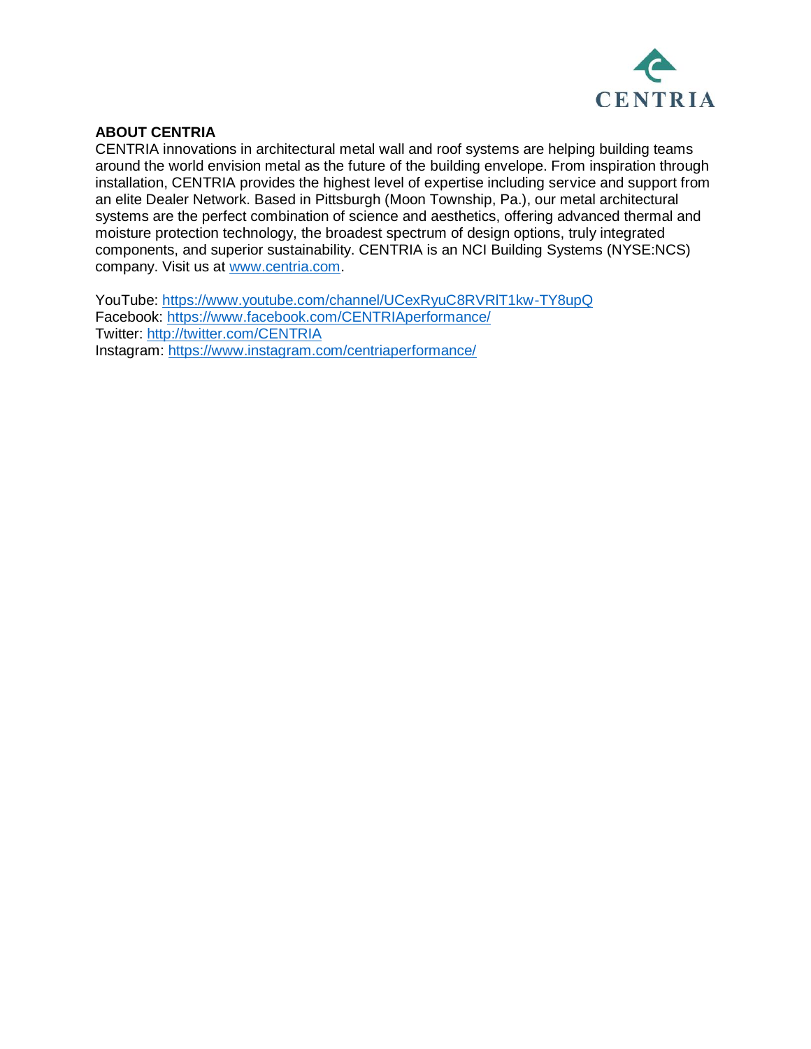## ABOUT CENTRIA

CENTRIA innovations in architectural metal wall and roof systems are helping building teams around the world envision metal as the future of the building envelope. From inspiration through installation, CENTRIA provides the highest level of expertise including service and support from an elite Dealer Network. Based in Pittsburgh (Moon Township, Pa.), our metal architectural systems are the perfect combination of science and aesthetics, offering advanced thermal and moisture protection technology, the broadest spectrum of design options, truly integrated components, and superior sustainability. CENTRIA is an NCI Building Systems (NYSE:NCS) company. Visit us at www.centria.com.

YouTube: https://www.youtube.com/channel/UCexRyuC8RVRlT1kw-TY8upQ
Facebook: https://www.facebook.com/CENTRIAperformance/
Twitter: http://twitter.com/CENTRIA
Instagram: https://www.instagram.com/centriaperformance/